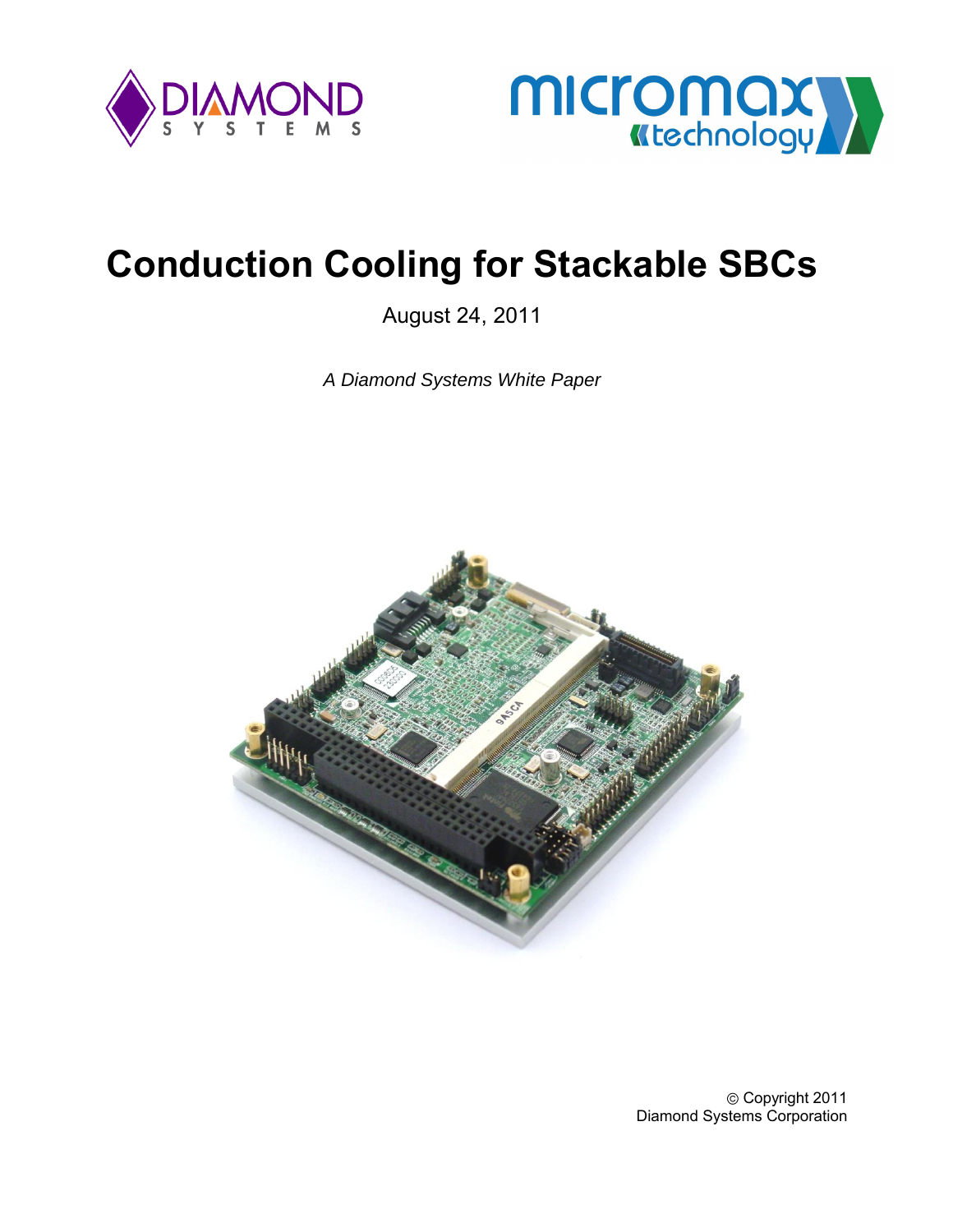# Conduction Cooling for Stackable SBCs

August 24, 2011

*A Diamond Systems White Paper*

© Copyright 2011
Diamond Systems Corporation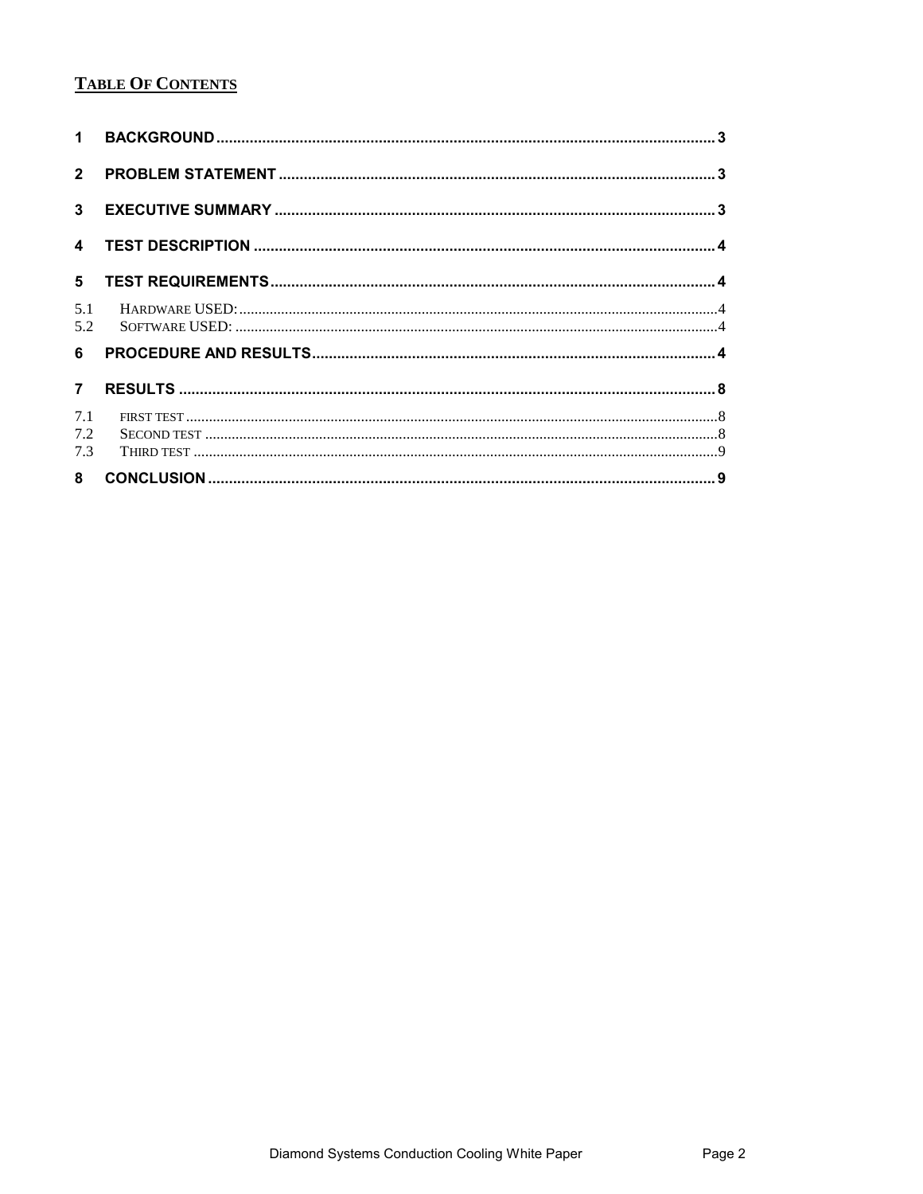**TABLE OF CONTENTS**

1 BACKGROUND ........................................................................................................................ 3

2 PROBLEM STATEMENT ......................................................................................................... 3

3 EXECUTIVE SUMMARY ......................................................................................................... 3

4 TEST DESCRIPTION ............................................................................................................... 4

5 TEST REQUIREMENTS ........................................................................................................... 4

5.1 HARDWARE USED: ................................................................................................................. 4

5.2 SOFTWARE USED: .................................................................................................................. 4

6 PROCEDURE AND RESULTS ................................................................................................. 4

7 RESULTS ................................................................................................................................. 8

7.1 FIRST TEST ............................................................................................................................. 8

7.2 SECOND TEST ......................................................................................................................... 8

7.3 THIRD TEST ............................................................................................................................ 9

8 CONCLUSION ......................................................................................................................... 9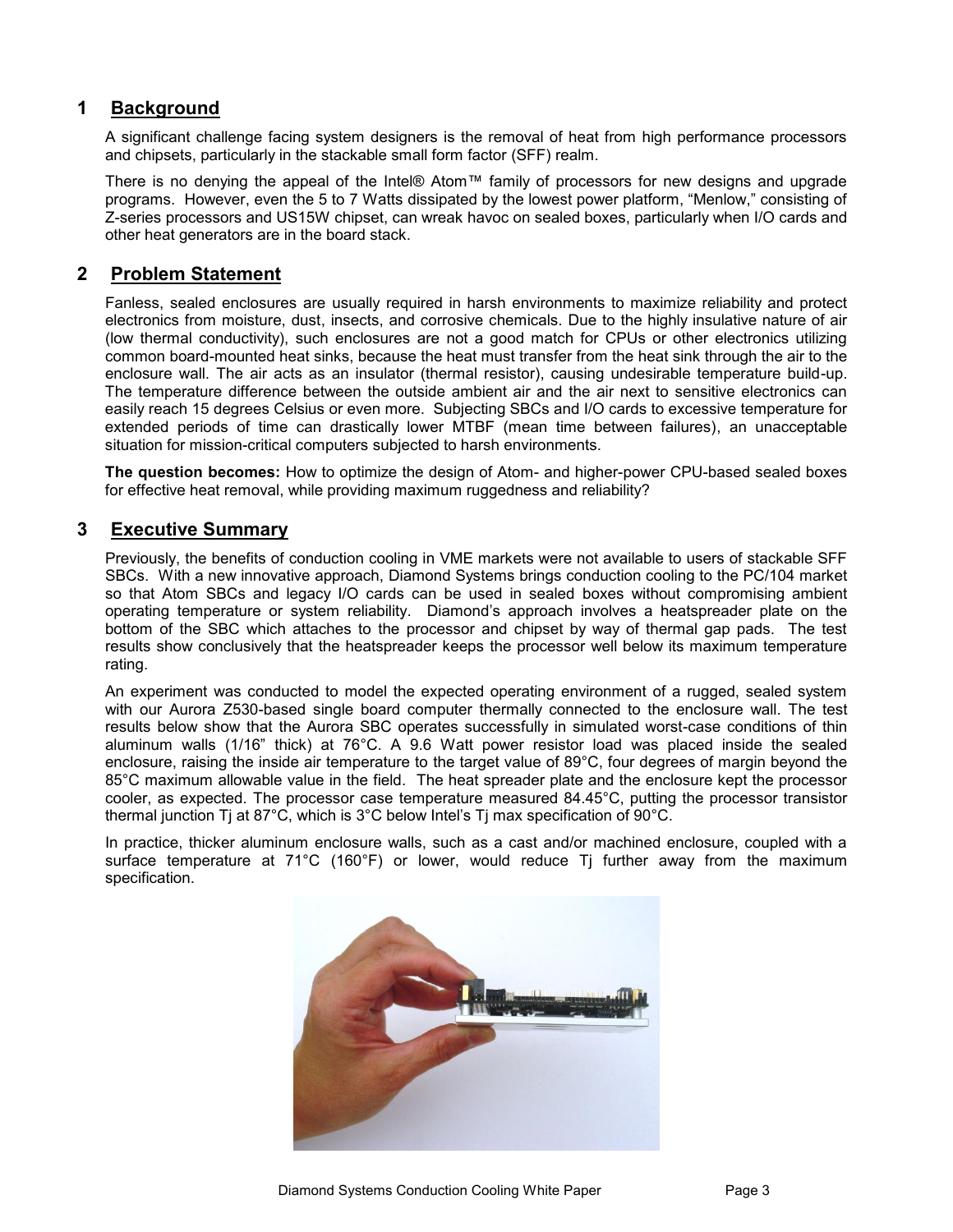## 1 Background

A significant challenge facing system designers is the removal of heat from high performance processors and chipsets, particularly in the stackable small form factor (SFF) realm.

There is no denying the appeal of the Intel® Atom™ family of processors for new designs and upgrade programs. However, even the 5 to 7 Watts dissipated by the lowest power platform, "Menlow," consisting of Z-series processors and US15W chipset, can wreak havoc on sealed boxes, particularly when I/O cards and other heat generators are in the board stack.

## 2 Problem Statement

Fanless, sealed enclosures are usually required in harsh environments to maximize reliability and protect electronics from moisture, dust, insects, and corrosive chemicals. Due to the highly insulative nature of air (low thermal conductivity), such enclosures are not a good match for CPUs or other electronics utilizing common board-mounted heat sinks, because the heat must transfer from the heat sink through the air to the enclosure wall. The air acts as an insulator (thermal resistor), causing undesirable temperature build-up. The temperature difference between the outside ambient air and the air next to sensitive electronics can easily reach 15 degrees Celsius or even more. Subjecting SBCs and I/O cards to excessive temperature for extended periods of time can drastically lower MTBF (mean time between failures), an unacceptable situation for mission-critical computers subjected to harsh environments.

**The question becomes:** How to optimize the design of Atom- and higher-power CPU-based sealed boxes for effective heat removal, while providing maximum ruggedness and reliability?

## 3 Executive Summary

Previously, the benefits of conduction cooling in VME markets were not available to users of stackable SFF SBCs. With a new innovative approach, Diamond Systems brings conduction cooling to the PC/104 market so that Atom SBCs and legacy I/O cards can be used in sealed boxes without compromising ambient operating temperature or system reliability. Diamond's approach involves a heatspreader plate on the bottom of the SBC which attaches to the processor and chipset by way of thermal gap pads. The test results show conclusively that the heatspreader keeps the processor well below its maximum temperature rating.

An experiment was conducted to model the expected operating environment of a rugged, sealed system with our Aurora Z530-based single board computer thermally connected to the enclosure wall. The test results below show that the Aurora SBC operates successfully in simulated worst-case conditions of thin aluminum walls (1/16" thick) at 76°C. A 9.6 Watt power resistor load was placed inside the sealed enclosure, raising the inside air temperature to the target value of 89°C, four degrees of margin beyond the 85°C maximum allowable value in the field. The heat spreader plate and the enclosure kept the processor cooler, as expected. The processor case temperature measured 84.45°C, putting the processor transistor thermal junction Tj at 87°C, which is 3°C below Intel's Tj max specification of 90°C.

In practice, thicker aluminum enclosure walls, such as a cast and/or machined enclosure, coupled with a surface temperature at 71°C (160°F) or lower, would reduce Tj further away from the maximum specification.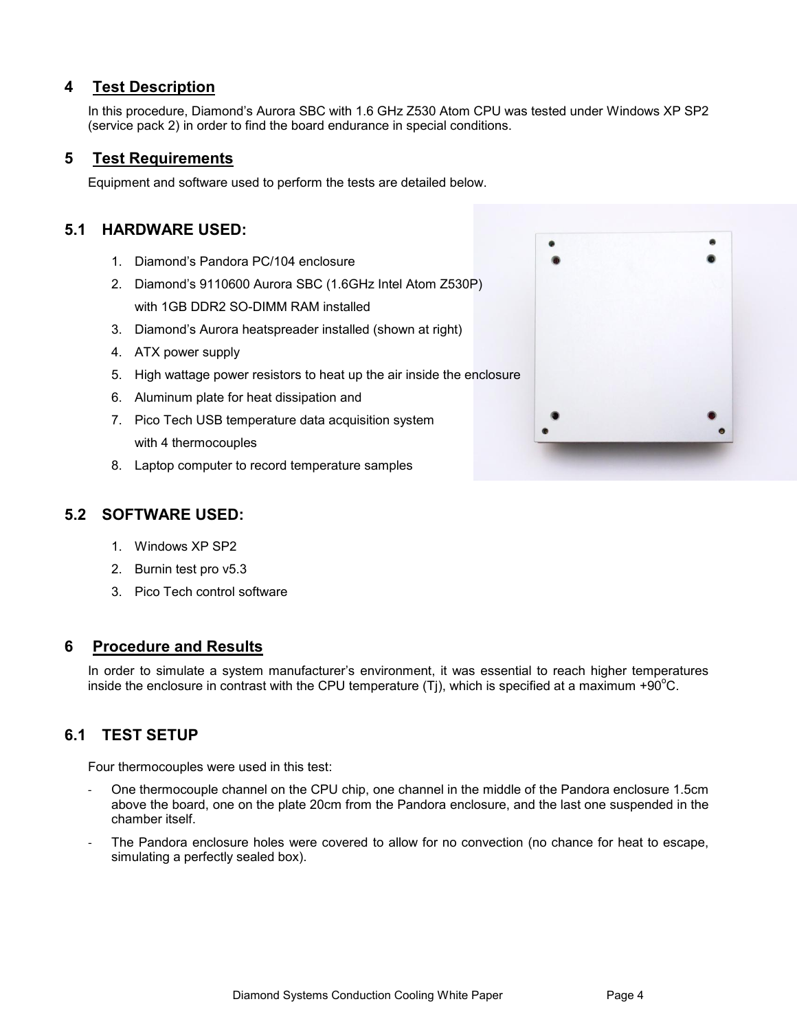## 4 Test Description

In this procedure, Diamond's Aurora SBC with 1.6 GHz Z530 Atom CPU was tested under Windows XP SP2 (service pack 2) in order to find the board endurance in special conditions.

## 5 Test Requirements

Equipment and software used to perform the tests are detailed below.

### 5.1 HARDWARE USED:

1. Diamond's Pandora PC/104 enclosure
2. Diamond's 9110600 Aurora SBC (1.6GHz Intel Atom Z530P) with 1GB DDR2 SO-DIMM RAM installed
3. Diamond's Aurora heatspreader installed (shown at right)
4. ATX power supply
5. High wattage power resistors to heat up the air inside the enclosure
6. Aluminum plate for heat dissipation and
7. Pico Tech USB temperature data acquisition system with 4 thermocouples
8. Laptop computer to record temperature samples

### 5.2 SOFTWARE USED:

1. Windows XP SP2
2. Burnin test pro v5.3
3. Pico Tech control software

## 6 Procedure and Results

In order to simulate a system manufacturer's environment, it was essential to reach higher temperatures inside the enclosure in contrast with the CPU temperature (Tj), which is specified at a maximum +90°C.

### 6.1 TEST SETUP

Four thermocouples were used in this test:

- One thermocouple channel on the CPU chip, one channel in the middle of the Pandora enclosure 1.5cm above the board, one on the plate 20cm from the Pandora enclosure, and the last one suspended in the chamber itself.
- The Pandora enclosure holes were covered to allow for no convection (no chance for heat to escape, simulating a perfectly sealed box).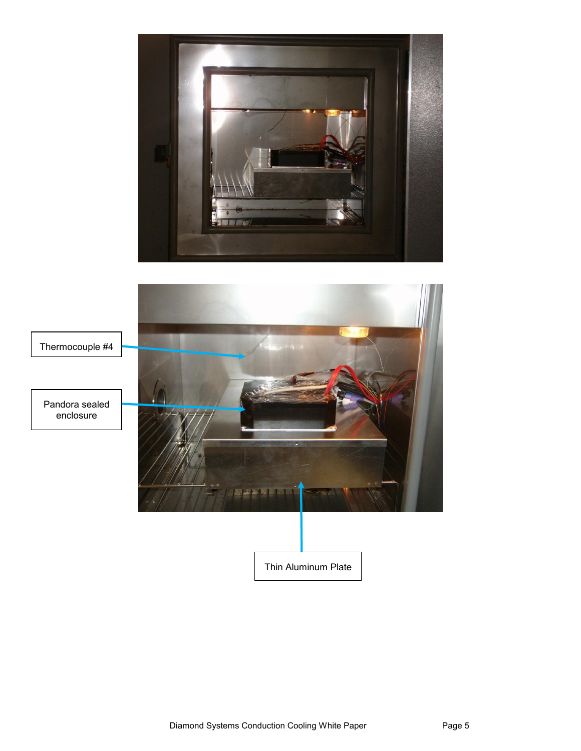Thermocouple #4

Pandora sealed enclosure

Thin Aluminum Plate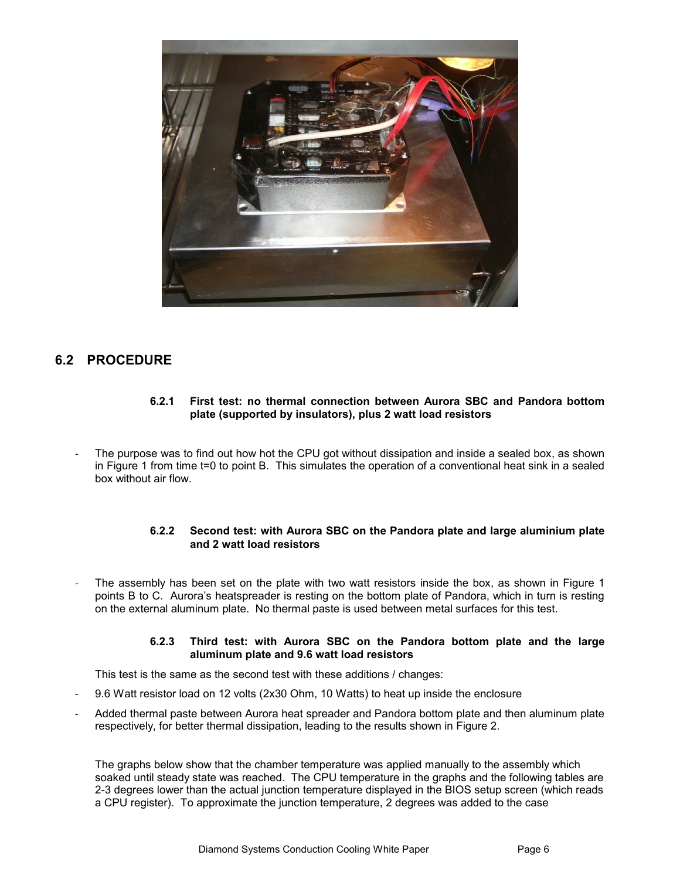## 6.2 PROCEDURE

### 6.2.1 First test: no thermal connection between Aurora SBC and Pandora bottom plate (supported by insulators), plus 2 watt load resistors

- The purpose was to find out how hot the CPU got without dissipation and inside a sealed box, as shown in Figure 1 from time t=0 to point B. This simulates the operation of a conventional heat sink in a sealed box without air flow.

### 6.2.2 Second test: with Aurora SBC on the Pandora plate and large aluminium plate and 2 watt load resistors

- The assembly has been set on the plate with two watt resistors inside the box, as shown in Figure 1 points B to C. Aurora's heatspreader is resting on the bottom plate of Pandora, which in turn is resting on the external aluminum plate. No thermal paste is used between metal surfaces for this test.

### 6.2.3 Third test: with Aurora SBC on the Pandora bottom plate and the large aluminum plate and 9.6 watt load resistors

This test is the same as the second test with these additions / changes:

- 9.6 Watt resistor load on 12 volts (2x30 Ohm, 10 Watts) to heat up inside the enclosure
- Added thermal paste between Aurora heat spreader and Pandora bottom plate and then aluminum plate respectively, for better thermal dissipation, leading to the results shown in Figure 2.

The graphs below show that the chamber temperature was applied manually to the assembly which soaked until steady state was reached. The CPU temperature in the graphs and the following tables are 2-3 degrees lower than the actual junction temperature displayed in the BIOS setup screen (which reads a CPU register). To approximate the junction temperature, 2 degrees was added to the case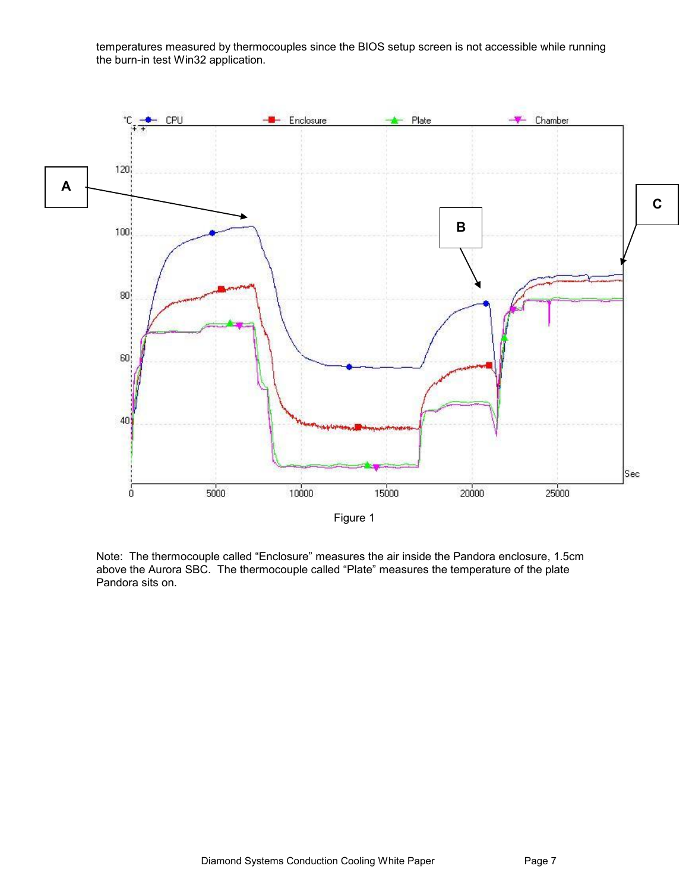temperatures measured by thermocouples since the BIOS setup screen is not accessible while running the burn-in test Win32 application.

Figure 1

Note: The thermocouple called "Enclosure" measures the air inside the Pandora enclosure, 1.5cm above the Aurora SBC. The thermocouple called "Plate" measures the temperature of the plate Pandora sits on.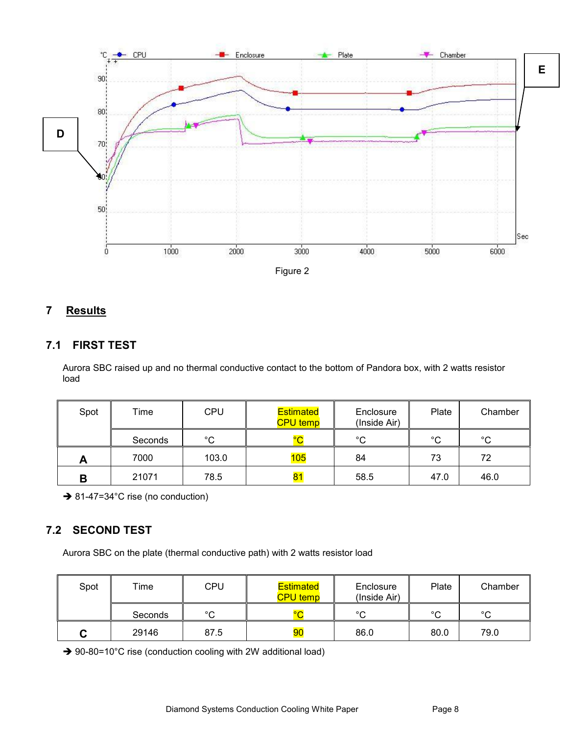Figure 2

## 7 Results

### 7.1 FIRST TEST

Aurora SBC raised up and no thermal conductive contact to the bottom of Pandora box, with 2 watts resistor load

| Spot | Time | CPU | Estimated CPU temp | Enclosure (Inside Air) | Plate | Chamber |
|---|---|---|---|---|---|---|
| | Seconds | °C | °C | °C | °C | °C |
| **A** | 7000 | 103.0 | 105 | 84 | 73 | 72 |
| **B** | 21071 | 78.5 | 81 | 58.5 | 47.0 | 46.0 |

→ 81-47=34°C rise (no conduction)

### 7.2 SECOND TEST

Aurora SBC on the plate (thermal conductive path) with 2 watts resistor load

| Spot | Time | CPU | Estimated CPU temp | Enclosure (Inside Air) | Plate | Chamber |
|---|---|---|---|---|---|---|
| | Seconds | °C | °C | °C | °C | °C |
| **C** | 29146 | 87.5 | 90 | 86.0 | 80.0 | 79.0 |

→ 90-80=10°C rise (conduction cooling with 2W additional load)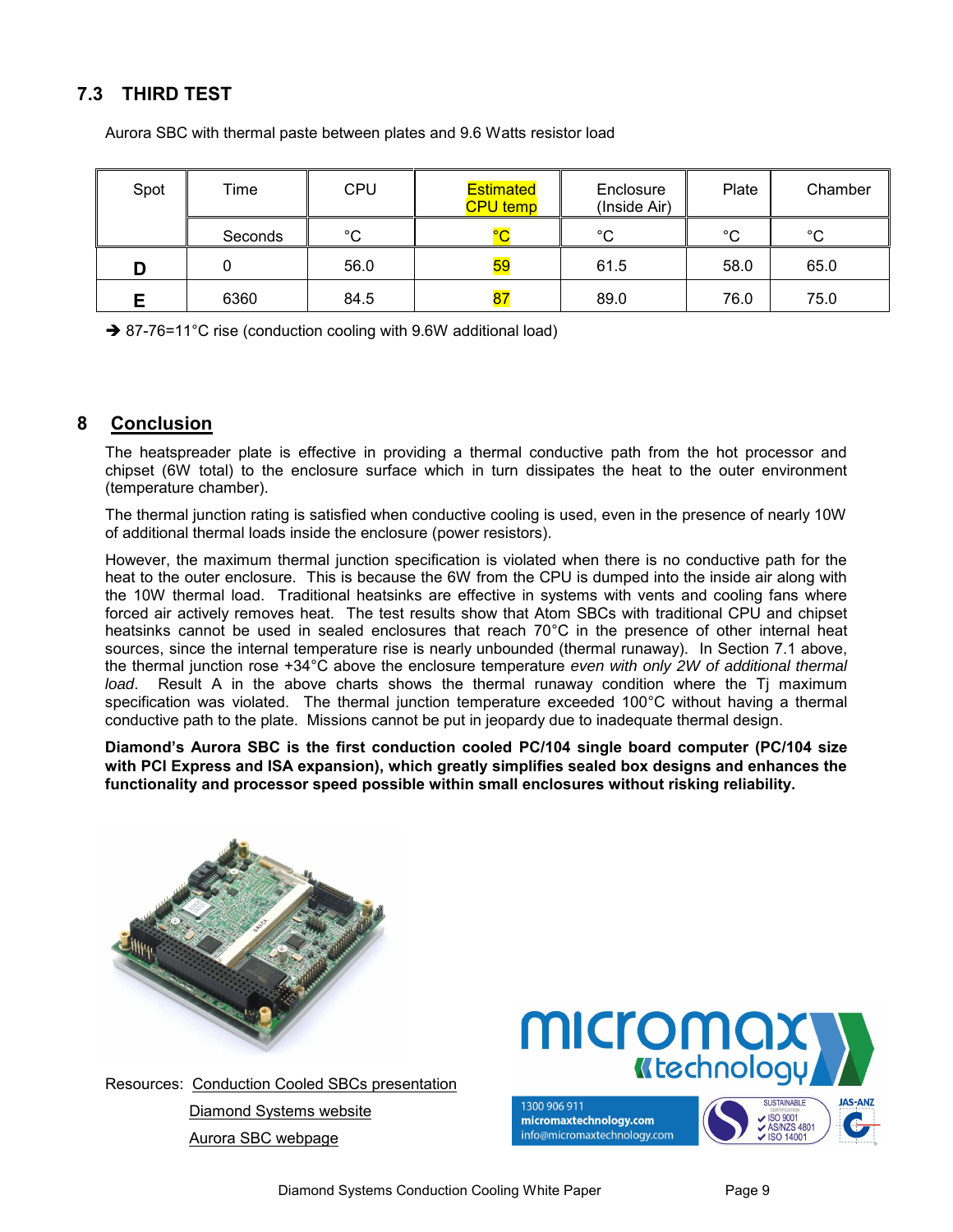## 7.3 THIRD TEST

Aurora SBC with thermal paste between plates and 9.6 Watts resistor load

| Spot | Time | CPU | Estimated CPU temp | Enclosure (Inside Air) | Plate | Chamber |
|---|---|---|---|---|---|---|
| | Seconds | °C | °C | °C | °C | °C |
| **D** | 0 | 56.0 | 59 | 61.5 | 58.0 | 65.0 |
| **E** | 6360 | 84.5 | 87 | 89.0 | 76.0 | 75.0 |

➔ 87-76=11°C rise (conduction cooling with 9.6W additional load)

# 8 Conclusion

The heatspreader plate is effective in providing a thermal conductive path from the hot processor and chipset (6W total) to the enclosure surface which in turn dissipates the heat to the outer environment (temperature chamber).

The thermal junction rating is satisfied when conductive cooling is used, even in the presence of nearly 10W of additional thermal loads inside the enclosure (power resistors).

However, the maximum thermal junction specification is violated when there is no conductive path for the heat to the outer enclosure. This is because the 6W from the CPU is dumped into the inside air along with the 10W thermal load. Traditional heatsinks are effective in systems with vents and cooling fans where forced air actively removes heat. The test results show that Atom SBCs with traditional CPU and chipset heatsinks cannot be used in sealed enclosures that reach 70°C in the presence of other internal heat sources, since the internal temperature rise is nearly unbounded (thermal runaway). In Section 7.1 above, the thermal junction rose +34°C above the enclosure temperature *even with only 2W of additional thermal load*. Result A in the above charts shows the thermal runaway condition where the Tj maximum specification was violated. The thermal junction temperature exceeded 100°C without having a thermal conductive path to the plate. Missions cannot be put in jeopardy due to inadequate thermal design.

**Diamond's Aurora SBC is the first conduction cooled PC/104 single board computer (PC/104 size with PCI Express and ISA expansion), which greatly simplifies sealed box designs and enhances the functionality and processor speed possible within small enclosures without risking reliability.**

Resources: Conduction Cooled SBCs presentation

Diamond Systems website

Aurora SBC webpage

micromax technology

1300 906 911
micromaxtechnology.com
info@micromaxtechnology.com

SUSTAINABLE CERTIFICATION ✔ ISO 9001 ✔ AS/NZS 4801 ✔ ISO 14001

JAS-ANZ